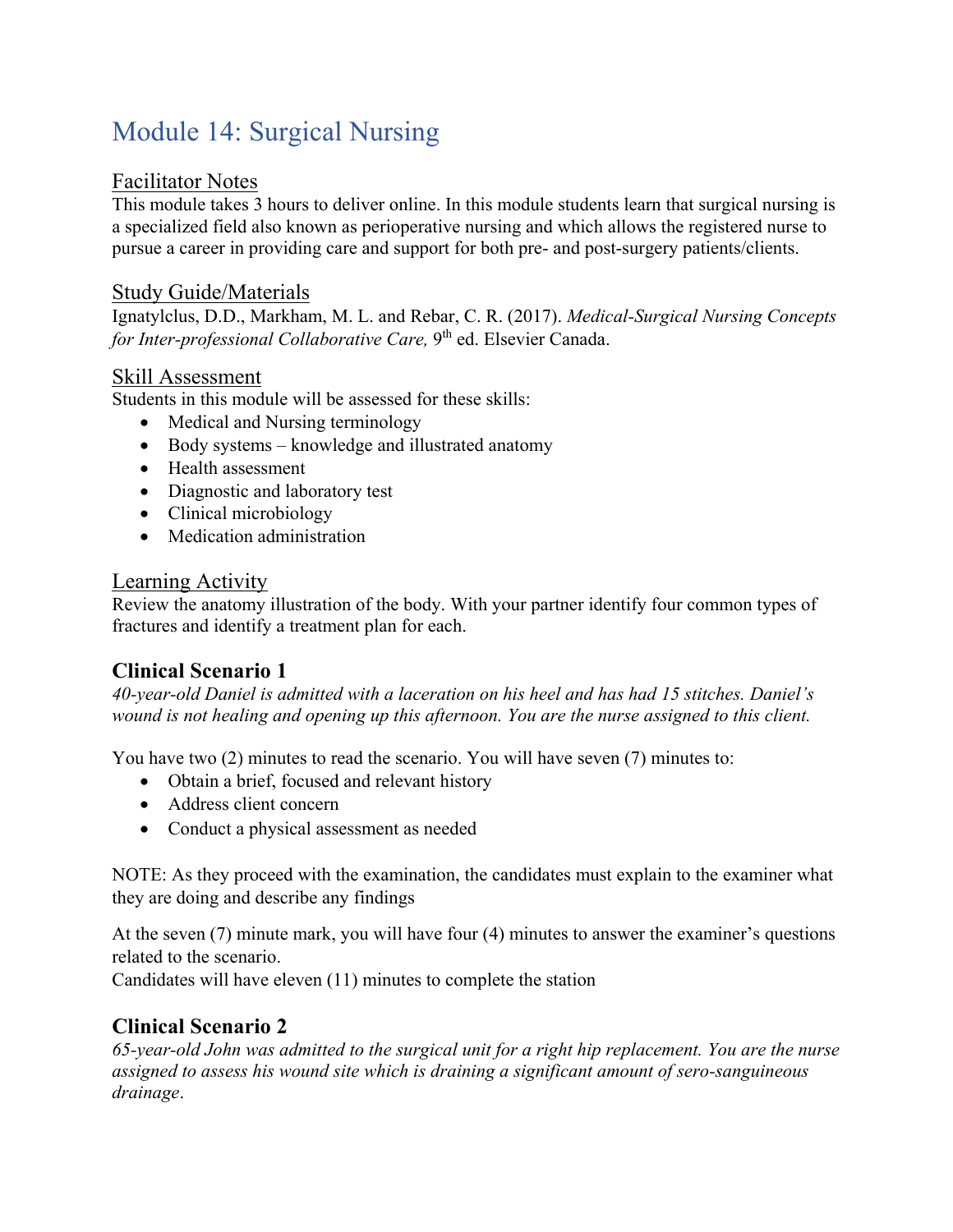# Module 14: Surgical Nursing

## Facilitator Notes

This module takes 3 hours to deliver online. In this module students learn that surgical nursing is a specialized field also known as perioperative nursing and which allows the registered nurse to pursue a career in providing care and support for both pre- and post-surgery patients/clients.

## Study Guide/Materials

Ignatylclus, D.D., Markham, M. L. and Rebar, C. R. (2017). *Medical-Surgical Nursing Concepts for Inter-professional Collaborative Care,* 9th ed. Elsevier Canada.

## Skill Assessment

Students in this module will be assessed for these skills:

- Medical and Nursing terminology
- Body systems – knowledge and illustrated anatomy
- Health assessment
- Diagnostic and laboratory test
- Clinical microbiology
- Medication administration

## Learning Activity

Review the anatomy illustration of the body. With your partner identify four common types of fractures and identify a treatment plan for each.

### Clinical Scenario 1

*40-year-old Daniel is admitted with a laceration on his heel and has had 15 stitches. Daniel's wound is not healing and opening up this afternoon. You are the nurse assigned to this client.*

You have two (2) minutes to read the scenario. You will have seven (7) minutes to:

- Obtain a brief, focused and relevant history
- Address client concern
- Conduct a physical assessment as needed

NOTE: As they proceed with the examination, the candidates must explain to the examiner what they are doing and describe any findings

At the seven (7) minute mark, you will have four (4) minutes to answer the examiner's questions related to the scenario.
Candidates will have eleven (11) minutes to complete the station

### Clinical Scenario 2

*65-year-old John was admitted to the surgical unit for a right hip replacement. You are the nurse assigned to assess his wound site which is draining a significant amount of sero-sanguineous drainage*.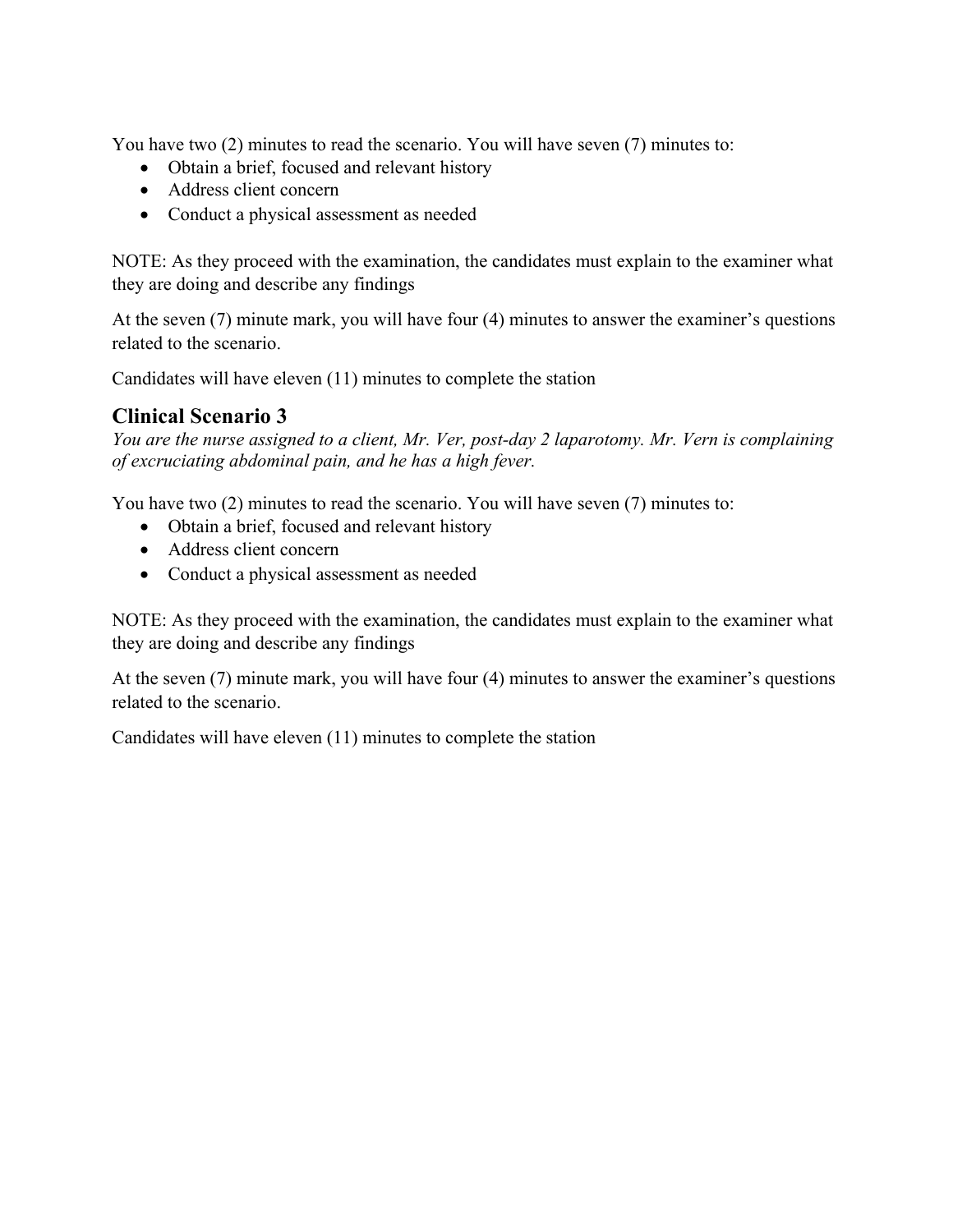You have two (2) minutes to read the scenario. You will have seven (7) minutes to:

- Obtain a brief, focused and relevant history
- Address client concern
- Conduct a physical assessment as needed

NOTE: As they proceed with the examination, the candidates must explain to the examiner what they are doing and describe any findings

At the seven (7) minute mark, you will have four (4) minutes to answer the examiner's questions related to the scenario.

Candidates will have eleven (11) minutes to complete the station

## Clinical Scenario 3

*You are the nurse assigned to a client, Mr. Ver, post-day 2 laparotomy. Mr. Vern is complaining of excruciating abdominal pain, and he has a high fever.*

You have two (2) minutes to read the scenario. You will have seven (7) minutes to:

- Obtain a brief, focused and relevant history
- Address client concern
- Conduct a physical assessment as needed

NOTE: As they proceed with the examination, the candidates must explain to the examiner what they are doing and describe any findings

At the seven (7) minute mark, you will have four (4) minutes to answer the examiner's questions related to the scenario.

Candidates will have eleven (11) minutes to complete the station